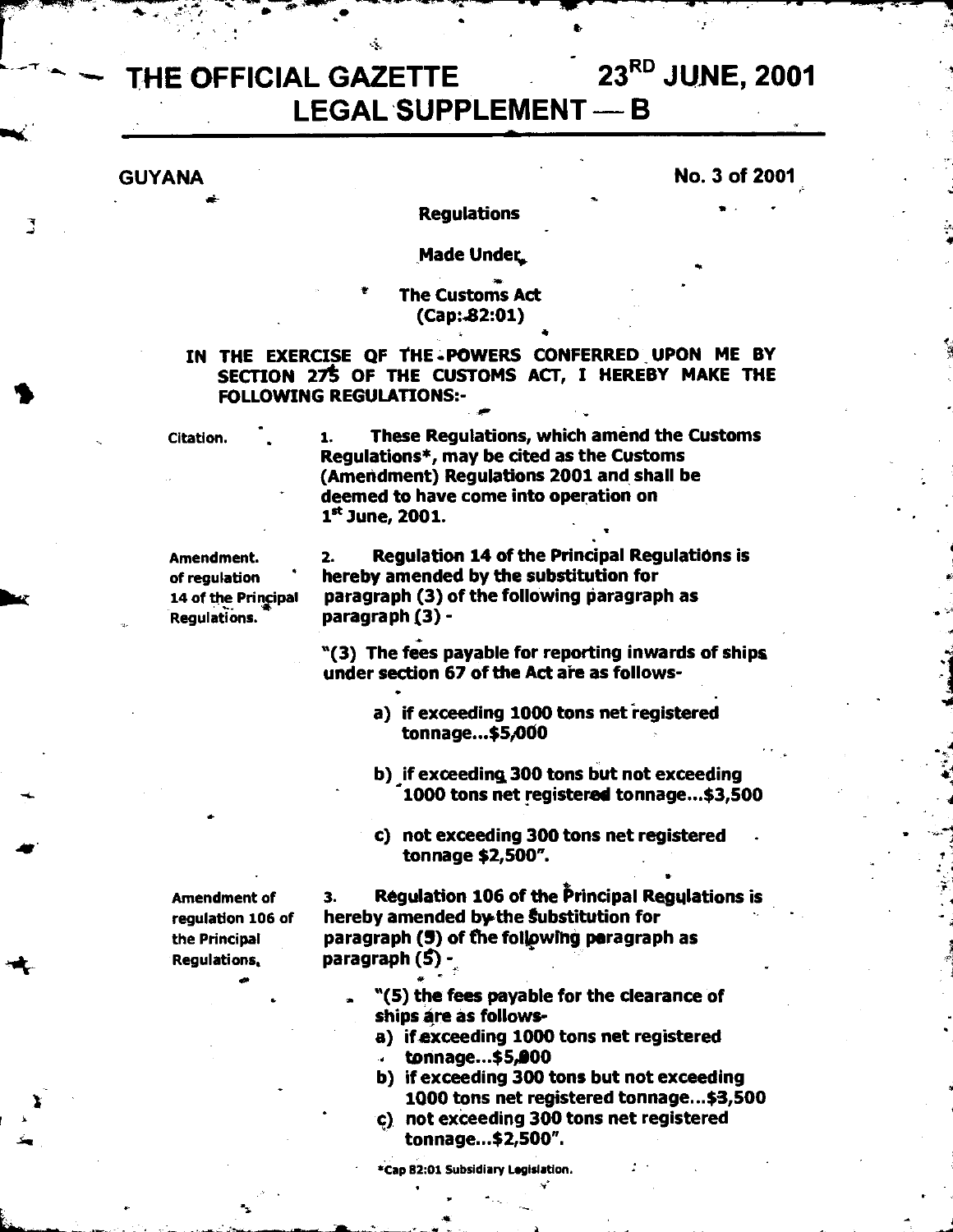# THE OFFICIAL GAZETTE 23RD JUNE, 2001

## LEGAL SUPPLEMENT — B

**GUYANA** **No. 3 of 2001**

**Regulations**

**Made Under**

**The Customs Act**
**(Cap: 82:01)**

**IN THE EXERCISE OF THE POWERS CONFERRED UPON ME BY SECTION 275 OF THE CUSTOMS ACT, I HEREBY MAKE THE FOLLOWING REGULATIONS:-**

Citation.

1. **These Regulations, which amend the Customs Regulations*, may be cited as the Customs (Amendment) Regulations 2001 and shall be deemed to have come into operation on 1st June, 2001.**

Amendment of regulation 14 of the Principal Regulations.

2. **Regulation 14 of the Principal Regulations is hereby amended by the substitution for paragraph (3) of the following paragraph as paragraph (3) -**

**"(3) The fees payable for reporting inwards of ships under section 67 of the Act are as follows-**

**a) if exceeding 1000 tons net registered tonnage...$5,000**

**b) if exceeding 300 tons but not exceeding 1000 tons net registered tonnage...$3,500**

**c) not exceeding 300 tons net registered tonnage $2,500".**

Amendment of regulation 106 of the Principal Regulations.

3. **Regulation 106 of the Principal Regulations is hereby amended by the Substitution for paragraph (5) of the following paragraph as paragraph (5) -**

**"(5) the fees payable for the clearance of ships are as follows-**

**a) if exceeding 1000 tons net registered tonnage...$5,000**

**b) if exceeding 300 tons but not exceeding 1000 tons net registered tonnage...$3,500**

**c) not exceeding 300 tons net registered tonnage...$2,500".**

*Cap 82:01 Subsidiary Legislation.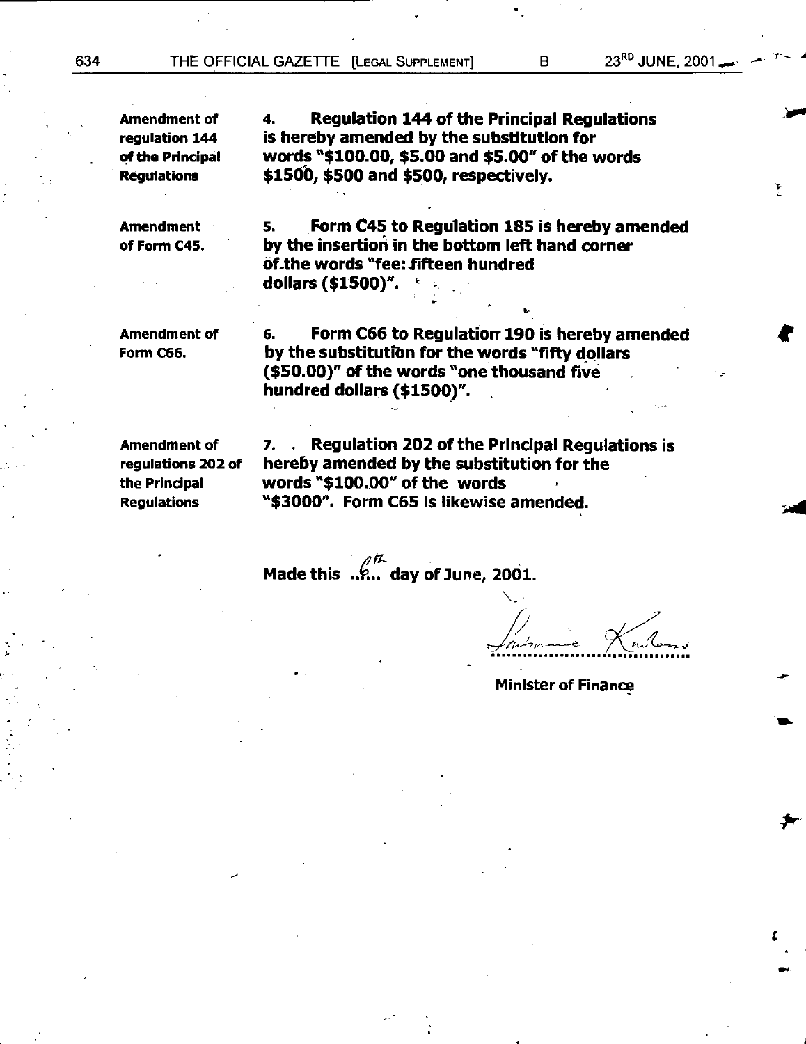Amendment of regulation 144 of the Principal Regulations

**4.** **Regulation 144 of the Principal Regulations is hereby amended by the substitution for words "$100.00, $5.00 and $5.00" of the words $1500, $500 and $500, respectively.**

Amendment of Form C45.

**5.** **Form C45 to Regulation 185 is hereby amended by the insertion in the bottom left hand corner of the words "fee: fifteen hundred dollars ($1500)".**

Amendment of Form C66.

**6.** **Form C66 to Regulation 190 is hereby amended by the substitution for the words "fifty dollars ($50.00)" of the words "one thousand five hundred dollars ($1500)".**

Amendment of regulations 202 of the Principal Regulations

**7.** **Regulation 202 of the Principal Regulations is hereby amended by the substitution for the words "$100.00" of the words "$3000". Form C65 is likewise amended.**

**Made this ..6th.. day of June, 2001.**

..................................

Minister of Finance